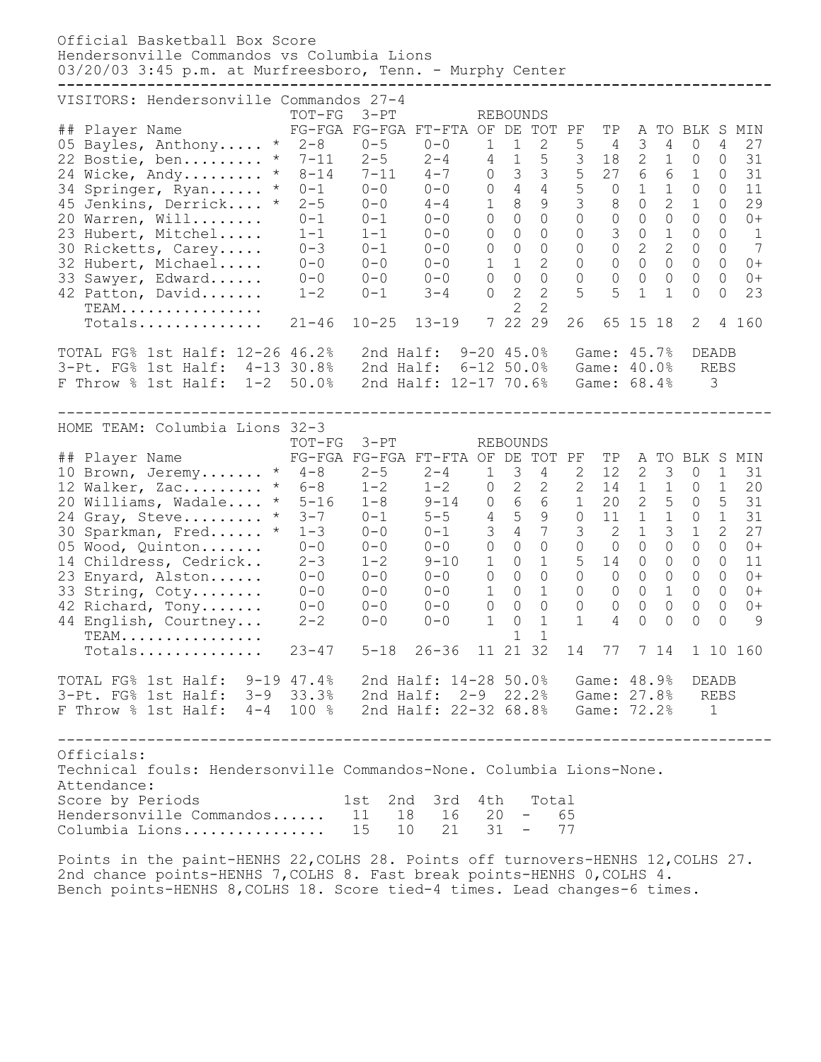# Official Basketball Box Score

Hendersonville Commandos vs Columbia Lions
03/20/03 3:45 p.m. at Murfreesboro, Tenn. - Murphy Center

## VISITORS: Hendersonville Commandos 27-4

| ## | Player Name | | TOT-FG FG-FGA | 3-PT FG-FGA | FT-FTA | REBOUNDS OF | DE | TOT | PF | TP | A | TO | BLK | S | MIN |
|---|---|---|---|---|---|---|---|---|---|---|---|---|---|---|---|
| 05 | Bayles, Anthony..... | * | 2-8 | 0-5 | 0-0 | 1 | 1 | 2 | 5 | 4 | 3 | 4 | 0 | 4 | 27 |
| 22 | Bostie, ben......... | * | 7-11 | 2-5 | 2-4 | 4 | 1 | 5 | 3 | 18 | 2 | 1 | 0 | 0 | 31 |
| 24 | Wicke, Andy......... | * | 8-14 | 7-11 | 4-7 | 0 | 3 | 3 | 5 | 27 | 6 | 6 | 1 | 0 | 31 |
| 34 | Springer, Ryan...... | * | 0-1 | 0-0 | 0-0 | 0 | 4 | 4 | 5 | 0 | 1 | 1 | 0 | 0 | 11 |
| 45 | Jenkins, Derrick.... | * | 2-5 | 0-0 | 4-4 | 1 | 8 | 9 | 3 | 8 | 0 | 2 | 1 | 0 | 29 |
| 20 | Warren, Will........ | | 0-1 | 0-1 | 0-0 | 0 | 0 | 0 | 0 | 0 | 0 | 0 | 0 | 0 | 0+ |
| 23 | Hubert, Mitchel..... | | 1-1 | 1-1 | 0-0 | 0 | 0 | 0 | 0 | 3 | 0 | 1 | 0 | 0 | 1 |
| 30 | Ricketts, Carey..... | | 0-3 | 0-1 | 0-0 | 0 | 0 | 0 | 0 | 0 | 2 | 2 | 0 | 0 | 7 |
| 32 | Hubert, Michael..... | | 0-0 | 0-0 | 0-0 | 1 | 1 | 2 | 0 | 0 | 0 | 0 | 0 | 0 | 0+ |
| 33 | Sawyer, Edward...... | | 0-0 | 0-0 | 0-0 | 0 | 0 | 0 | 0 | 0 | 0 | 0 | 0 | 0 | 0+ |
| 42 | Patton, David....... | | 1-2 | 0-1 | 3-4 | 0 | 2 | 2 | 5 | 5 | 1 | 1 | 0 | 0 | 23 |
| | TEAM................ | | | | | | 2 | 2 | | | | | | | |
| | Totals.............. | | 21-46 | 10-25 | 13-19 | 7 | 22 | 29 | 26 | 65 | 15 | 18 | 2 | 4 | 160 |

TOTAL FG% 1st Half: 12-26 46.2%   2nd Half: 9-20 45.0%   Game: 45.7%   DEADB
3-Pt. FG% 1st Half: 4-13 30.8%   2nd Half: 6-12 50.0%   Game: 40.0%   REBS
F Throw % 1st Half: 1-2 50.0%   2nd Half: 12-17 70.6%   Game: 68.4%   3

## HOME TEAM: Columbia Lions 32-3

| ## | Player Name | | TOT-FG FG-FGA | 3-PT FG-FGA | FT-FTA | REBOUNDS OF | DE | TOT | PF | TP | A | TO | BLK | S | MIN |
|---|---|---|---|---|---|---|---|---|---|---|---|---|---|---|---|
| 10 | Brown, Jeremy....... | * | 4-8 | 2-5 | 2-4 | 1 | 3 | 4 | 2 | 12 | 2 | 3 | 0 | 1 | 31 |
| 12 | Walker, Zac......... | * | 6-8 | 1-2 | 1-2 | 0 | 2 | 2 | 2 | 14 | 1 | 1 | 0 | 1 | 20 |
| 20 | Williams, Wadale.... | * | 5-16 | 1-8 | 9-14 | 0 | 6 | 6 | 1 | 20 | 2 | 5 | 0 | 5 | 31 |
| 24 | Gray, Steve......... | * | 3-7 | 0-1 | 5-5 | 4 | 5 | 9 | 0 | 11 | 1 | 1 | 0 | 1 | 31 |
| 30 | Sparkman, Fred...... | * | 1-3 | 0-0 | 0-1 | 3 | 4 | 7 | 3 | 2 | 1 | 3 | 1 | 2 | 27 |
| 05 | Wood, Quinton....... | | 0-0 | 0-0 | 0-0 | 0 | 0 | 0 | 0 | 0 | 0 | 0 | 0 | 0 | 0+ |
| 14 | Childress, Cedrick.. | | 2-3 | 1-2 | 9-10 | 1 | 0 | 1 | 5 | 14 | 0 | 0 | 0 | 0 | 11 |
| 23 | Enyard, Alston...... | | 0-0 | 0-0 | 0-0 | 0 | 0 | 0 | 0 | 0 | 0 | 0 | 0 | 0 | 0+ |
| 33 | String, Coty........ | | 0-0 | 0-0 | 0-0 | 1 | 0 | 1 | 0 | 0 | 0 | 1 | 0 | 0 | 0+ |
| 42 | Richard, Tony....... | | 0-0 | 0-0 | 0-0 | 0 | 0 | 0 | 0 | 0 | 0 | 0 | 0 | 0 | 0+ |
| 44 | English, Courtney... | | 2-2 | 0-0 | 0-0 | 1 | 0 | 1 | 1 | 4 | 0 | 0 | 0 | 0 | 9 |
| | TEAM................ | | | | | | 1 | 1 | | | | | | | |
| | Totals.............. | | 23-47 | 5-18 | 26-36 | 11 | 21 | 32 | 14 | 77 | 7 | 14 | 1 | 10 | 160 |

TOTAL FG% 1st Half: 9-19 47.4%   2nd Half: 14-28 50.0%   Game: 48.9%   DEADB
3-Pt. FG% 1st Half: 3-9 33.3%   2nd Half: 2-9 22.2%   Game: 27.8%   REBS
F Throw % 1st Half: 4-4 100 %   2nd Half: 22-32 68.8%   Game: 72.2%   1

Officials:
Technical fouls: Hendersonville Commandos-None. Columbia Lions-None.
Attendance:

| Score by Periods | 1st | 2nd | 3rd | 4th | | Total |
|---|---|---|---|---|---|---|
| Hendersonville Commandos...... | 11 | 18 | 16 | 20 | - | 65 |
| Columbia Lions................ | 15 | 10 | 21 | 31 | - | 77 |

Points in the paint-HENHS 22,COLHS 28. Points off turnovers-HENHS 12,COLHS 27.
2nd chance points-HENHS 7,COLHS 8. Fast break points-HENHS 0,COLHS 4.
Bench points-HENHS 8,COLHS 18. Score tied-4 times. Lead changes-6 times.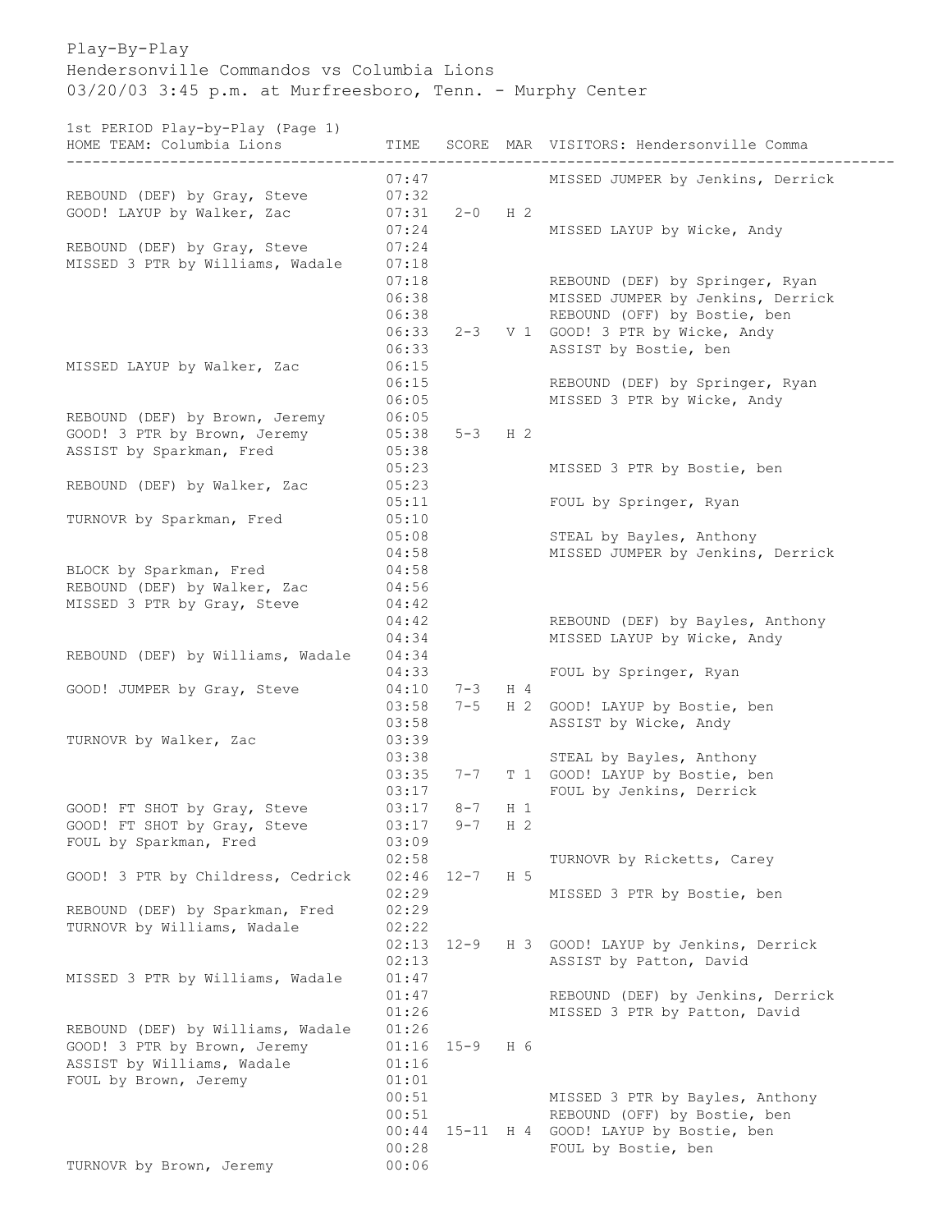Play-By-Play

Hendersonville Commandos vs Columbia Lions

03/20/03 3:45 p.m. at Murfreesboro, Tenn. - Murphy Center

1st PERIOD Play-by-Play (Page 1)

| HOME TEAM: Columbia Lions | TIME | SCORE | MAR | VISITORS: Hendersonville Comma |
|---|---|---|---|---|
| | 07:47 | | | MISSED JUMPER by Jenkins, Derrick |
| REBOUND (DEF) by Gray, Steve | 07:32 | | | |
| GOOD! LAYUP by Walker, Zac | 07:31 | 2-0 | H 2 | |
| | 07:24 | | | MISSED LAYUP by Wicke, Andy |
| REBOUND (DEF) by Gray, Steve | 07:24 | | | |
| MISSED 3 PTR by Williams, Wadale | 07:18 | | | |
| | 07:18 | | | REBOUND (DEF) by Springer, Ryan |
| | 06:38 | | | MISSED JUMPER by Jenkins, Derrick |
| | 06:38 | | | REBOUND (OFF) by Bostie, ben |
| | 06:33 | 2-3 | V 1 | GOOD! 3 PTR by Wicke, Andy |
| | 06:33 | | | ASSIST by Bostie, ben |
| MISSED LAYUP by Walker, Zac | 06:15 | | | |
| | 06:15 | | | REBOUND (DEF) by Springer, Ryan |
| | 06:05 | | | MISSED 3 PTR by Wicke, Andy |
| REBOUND (DEF) by Brown, Jeremy | 06:05 | | | |
| GOOD! 3 PTR by Brown, Jeremy | 05:38 | 5-3 | H 2 | |
| ASSIST by Sparkman, Fred | 05:38 | | | |
| | 05:23 | | | MISSED 3 PTR by Bostie, ben |
| REBOUND (DEF) by Walker, Zac | 05:23 | | | |
| | 05:11 | | | FOUL by Springer, Ryan |
| TURNOVR by Sparkman, Fred | 05:10 | | | |
| | 05:08 | | | STEAL by Bayles, Anthony |
| | 04:58 | | | MISSED JUMPER by Jenkins, Derrick |
| BLOCK by Sparkman, Fred | 04:58 | | | |
| REBOUND (DEF) by Walker, Zac | 04:56 | | | |
| MISSED 3 PTR by Gray, Steve | 04:42 | | | |
| | 04:42 | | | REBOUND (DEF) by Bayles, Anthony |
| | 04:34 | | | MISSED LAYUP by Wicke, Andy |
| REBOUND (DEF) by Williams, Wadale | 04:34 | | | |
| | 04:33 | | | FOUL by Springer, Ryan |
| GOOD! JUMPER by Gray, Steve | 04:10 | 7-3 | H 4 | |
| | 03:58 | 7-5 | H 2 | GOOD! LAYUP by Bostie, ben |
| | 03:58 | | | ASSIST by Wicke, Andy |
| TURNOVR by Walker, Zac | 03:39 | | | |
| | 03:38 | | | STEAL by Bayles, Anthony |
| | 03:35 | 7-7 | T 1 | GOOD! LAYUP by Bostie, ben |
| | 03:17 | | | FOUL by Jenkins, Derrick |
| GOOD! FT SHOT by Gray, Steve | 03:17 | 8-7 | H 1 | |
| GOOD! FT SHOT by Gray, Steve | 03:17 | 9-7 | H 2 | |
| FOUL by Sparkman, Fred | 03:09 | | | |
| | 02:58 | | | TURNOVR by Ricketts, Carey |
| GOOD! 3 PTR by Childress, Cedrick | 02:46 | 12-7 | H 5 | |
| | 02:29 | | | MISSED 3 PTR by Bostie, ben |
| REBOUND (DEF) by Sparkman, Fred | 02:29 | | | |
| TURNOVR by Williams, Wadale | 02:22 | | | |
| | 02:13 | 12-9 | H 3 | GOOD! LAYUP by Jenkins, Derrick |
| | 02:13 | | | ASSIST by Patton, David |
| MISSED 3 PTR by Williams, Wadale | 01:47 | | | |
| | 01:47 | | | REBOUND (DEF) by Jenkins, Derrick |
| | 01:26 | | | MISSED 3 PTR by Patton, David |
| REBOUND (DEF) by Williams, Wadale | 01:26 | | | |
| GOOD! 3 PTR by Brown, Jeremy | 01:16 | 15-9 | H 6 | |
| ASSIST by Williams, Wadale | 01:16 | | | |
| FOUL by Brown, Jeremy | 01:01 | | | |
| | 00:51 | | | MISSED 3 PTR by Bayles, Anthony |
| | 00:51 | | | REBOUND (OFF) by Bostie, ben |
| | 00:44 | 15-11 | H 4 | GOOD! LAYUP by Bostie, ben |
| | 00:28 | | | FOUL by Bostie, ben |
| TURNOVR by Brown, Jeremy | 00:06 | | | |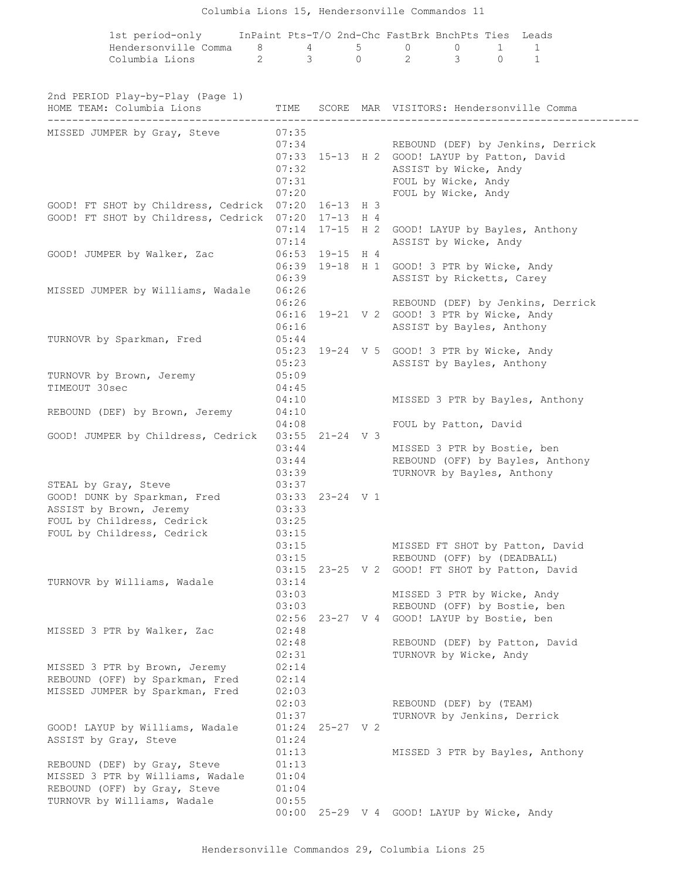Columbia Lions 15, Hendersonville Commandos 11

| 1st period-only | InPaint | Pts-T/O | 2nd-Chc | FastBrk | BnchPts | Ties | Leads |
|---|---|---|---|---|---|---|---|
| Hendersonville Comma | 8 | 4 | 5 | 0 | 0 | 1 | 1 |
| Columbia Lions | 2 | 3 | 0 | 2 | 3 | 0 | 1 |

## 2nd PERIOD Play-by-Play (Page 1)

| HOME TEAM: Columbia Lions | TIME | SCORE | MAR | VISITORS: Hendersonville Comma |
|---|---|---|---|---|
| MISSED JUMPER by Gray, Steve | 07:35 | | | |
| | 07:34 | | | REBOUND (DEF) by Jenkins, Derrick |
| | 07:33 | 15-13 | H 2 | GOOD! LAYUP by Patton, David |
| | 07:32 | | | ASSIST by Wicke, Andy |
| | 07:31 | | | FOUL by Wicke, Andy |
| | 07:20 | | | FOUL by Wicke, Andy |
| GOOD! FT SHOT by Childress, Cedrick | 07:20 | 16-13 | H 3 | |
| GOOD! FT SHOT by Childress, Cedrick | 07:20 | 17-13 | H 4 | |
| | 07:14 | 17-15 | H 2 | GOOD! LAYUP by Bayles, Anthony |
| | 07:14 | | | ASSIST by Wicke, Andy |
| GOOD! JUMPER by Walker, Zac | 06:53 | 19-15 | H 4 | |
| | 06:39 | 19-18 | H 1 | GOOD! 3 PTR by Wicke, Andy |
| | 06:39 | | | ASSIST by Ricketts, Carey |
| MISSED JUMPER by Williams, Wadale | 06:26 | | | |
| | 06:26 | | | REBOUND (DEF) by Jenkins, Derrick |
| | 06:16 | 19-21 | V 2 | GOOD! 3 PTR by Wicke, Andy |
| | 06:16 | | | ASSIST by Bayles, Anthony |
| TURNOVR by Sparkman, Fred | 05:44 | | | |
| | 05:23 | 19-24 | V 5 | GOOD! 3 PTR by Wicke, Andy |
| | 05:23 | | | ASSIST by Bayles, Anthony |
| TURNOVR by Brown, Jeremy | 05:09 | | | |
| TIMEOUT 30sec | 04:45 | | | |
| | 04:10 | | | MISSED 3 PTR by Bayles, Anthony |
| REBOUND (DEF) by Brown, Jeremy | 04:10 | | | |
| | 04:08 | | | FOUL by Patton, David |
| GOOD! JUMPER by Childress, Cedrick | 03:55 | 21-24 | V 3 | |
| | 03:44 | | | MISSED 3 PTR by Bostie, ben |
| | 03:44 | | | REBOUND (OFF) by Bayles, Anthony |
| | 03:39 | | | TURNOVR by Bayles, Anthony |
| STEAL by Gray, Steve | 03:37 | | | |
| GOOD! DUNK by Sparkman, Fred | 03:33 | 23-24 | V 1 | |
| ASSIST by Brown, Jeremy | 03:33 | | | |
| FOUL by Childress, Cedrick | 03:25 | | | |
| FOUL by Childress, Cedrick | 03:15 | | | |
| | 03:15 | | | MISSED FT SHOT by Patton, David |
| | 03:15 | | | REBOUND (OFF) by (DEADBALL) |
| | 03:15 | 23-25 | V 2 | GOOD! FT SHOT by Patton, David |
| TURNOVR by Williams, Wadale | 03:14 | | | |
| | 03:03 | | | MISSED 3 PTR by Wicke, Andy |
| | 03:03 | | | REBOUND (OFF) by Bostie, ben |
| | 02:56 | 23-27 | V 4 | GOOD! LAYUP by Bostie, ben |
| MISSED 3 PTR by Walker, Zac | 02:48 | | | |
| | 02:48 | | | REBOUND (DEF) by Patton, David |
| | 02:31 | | | TURNOVR by Wicke, Andy |
| MISSED 3 PTR by Brown, Jeremy | 02:14 | | | |
| REBOUND (OFF) by Sparkman, Fred | 02:14 | | | |
| MISSED JUMPER by Sparkman, Fred | 02:03 | | | |
| | 02:03 | | | REBOUND (DEF) by (TEAM) |
| | 01:37 | | | TURNOVR by Jenkins, Derrick |
| GOOD! LAYUP by Williams, Wadale | 01:24 | 25-27 | V 2 | |
| ASSIST by Gray, Steve | 01:24 | | | |
| | 01:13 | | | MISSED 3 PTR by Bayles, Anthony |
| REBOUND (DEF) by Gray, Steve | 01:13 | | | |
| MISSED 3 PTR by Williams, Wadale | 01:04 | | | |
| REBOUND (OFF) by Gray, Steve | 01:04 | | | |
| TURNOVR by Williams, Wadale | 00:55 | | | |
| | 00:00 | 25-29 | V 4 | GOOD! LAYUP by Wicke, Andy |

Hendersonville Commandos 29, Columbia Lions 25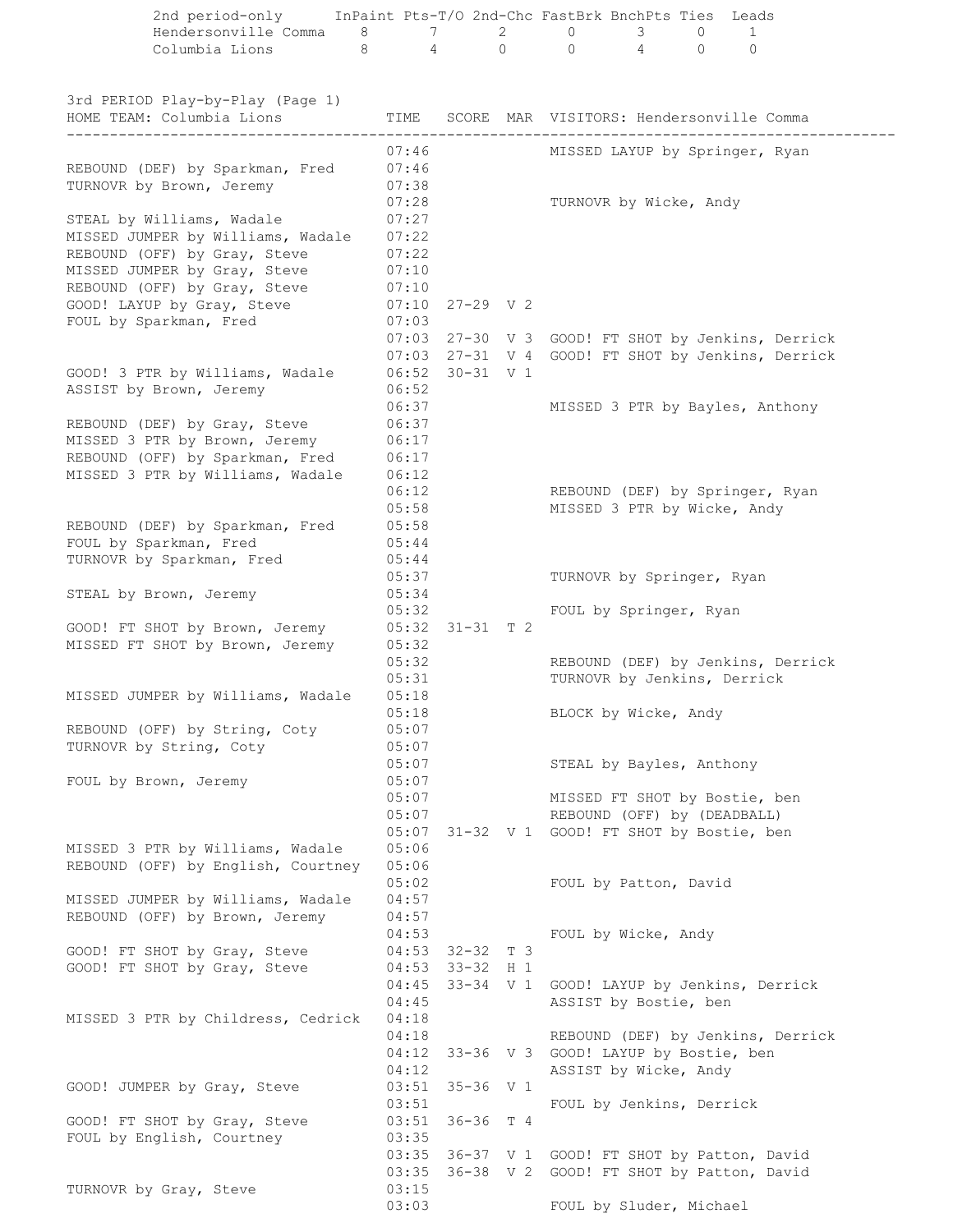| 2nd period-only | InPaint | Pts-T/O | 2nd-Chc | FastBrk | BnchPts | Ties | Leads |
|---|---|---|---|---|---|---|---|
| Hendersonville Comma | 8 | 7 | 2 | 0 | 3 | 0 | 1 |
| Columbia Lions | 8 | 4 | 0 | 0 | 4 | 0 | 0 |

### 3rd PERIOD Play-by-Play (Page 1)

| HOME TEAM: Columbia Lions | TIME | SCORE | MAR | VISITORS: Hendersonville Comma |
|---|---|---|---|---|
| | 07:46 | | | MISSED LAYUP by Springer, Ryan |
| REBOUND (DEF) by Sparkman, Fred | 07:46 | | | |
| TURNOVR by Brown, Jeremy | 07:38 | | | |
| | 07:28 | | | TURNOVR by Wicke, Andy |
| STEAL by Williams, Wadale | 07:27 | | | |
| MISSED JUMPER by Williams, Wadale | 07:22 | | | |
| REBOUND (OFF) by Gray, Steve | 07:22 | | | |
| MISSED JUMPER by Gray, Steve | 07:10 | | | |
| REBOUND (OFF) by Gray, Steve | 07:10 | | | |
| GOOD! LAYUP by Gray, Steve | 07:10 | 27-29 | V 2 | |
| FOUL by Sparkman, Fred | 07:03 | | | |
| | 07:03 | 27-30 | V 3 | GOOD! FT SHOT by Jenkins, Derrick |
| | 07:03 | 27-31 | V 4 | GOOD! FT SHOT by Jenkins, Derrick |
| GOOD! 3 PTR by Williams, Wadale | 06:52 | 30-31 | V 1 | |
| ASSIST by Brown, Jeremy | 06:52 | | | |
| | 06:37 | | | MISSED 3 PTR by Bayles, Anthony |
| REBOUND (DEF) by Gray, Steve | 06:37 | | | |
| MISSED 3 PTR by Brown, Jeremy | 06:17 | | | |
| REBOUND (OFF) by Sparkman, Fred | 06:17 | | | |
| MISSED 3 PTR by Williams, Wadale | 06:12 | | | |
| | 06:12 | | | REBOUND (DEF) by Springer, Ryan |
| | 05:58 | | | MISSED 3 PTR by Wicke, Andy |
| REBOUND (DEF) by Sparkman, Fred | 05:58 | | | |
| FOUL by Sparkman, Fred | 05:44 | | | |
| TURNOVR by Sparkman, Fred | 05:44 | | | |
| | 05:37 | | | TURNOVR by Springer, Ryan |
| STEAL by Brown, Jeremy | 05:34 | | | |
| | 05:32 | | | FOUL by Springer, Ryan |
| GOOD! FT SHOT by Brown, Jeremy | 05:32 | 31-31 | T 2 | |
| MISSED FT SHOT by Brown, Jeremy | 05:32 | | | |
| | 05:32 | | | REBOUND (DEF) by Jenkins, Derrick |
| | 05:31 | | | TURNOVR by Jenkins, Derrick |
| MISSED JUMPER by Williams, Wadale | 05:18 | | | |
| | 05:18 | | | BLOCK by Wicke, Andy |
| REBOUND (OFF) by String, Coty | 05:07 | | | |
| TURNOVR by String, Coty | 05:07 | | | |
| | 05:07 | | | STEAL by Bayles, Anthony |
| FOUL by Brown, Jeremy | 05:07 | | | |
| | 05:07 | | | MISSED FT SHOT by Bostie, ben |
| | 05:07 | | | REBOUND (OFF) by (DEADBALL) |
| | 05:07 | 31-32 | V 1 | GOOD! FT SHOT by Bostie, ben |
| MISSED 3 PTR by Williams, Wadale | 05:06 | | | |
| REBOUND (OFF) by English, Courtney | 05:06 | | | |
| | 05:02 | | | FOUL by Patton, David |
| MISSED JUMPER by Williams, Wadale | 04:57 | | | |
| REBOUND (OFF) by Brown, Jeremy | 04:57 | | | |
| | 04:53 | | | FOUL by Wicke, Andy |
| GOOD! FT SHOT by Gray, Steve | 04:53 | 32-32 | T 3 | |
| GOOD! FT SHOT by Gray, Steve | 04:53 | 33-32 | H 1 | |
| | 04:45 | 33-34 | V 1 | GOOD! LAYUP by Jenkins, Derrick |
| | 04:45 | | | ASSIST by Bostie, ben |
| MISSED 3 PTR by Childress, Cedrick | 04:18 | | | |
| | 04:18 | | | REBOUND (DEF) by Jenkins, Derrick |
| | 04:12 | 33-36 | V 3 | GOOD! LAYUP by Bostie, ben |
| | 04:12 | | | ASSIST by Wicke, Andy |
| GOOD! JUMPER by Gray, Steve | 03:51 | 35-36 | V 1 | |
| | 03:51 | | | FOUL by Jenkins, Derrick |
| GOOD! FT SHOT by Gray, Steve | 03:51 | 36-36 | T 4 | |
| FOUL by English, Courtney | 03:35 | | | |
| | 03:35 | 36-37 | V 1 | GOOD! FT SHOT by Patton, David |
| | 03:35 | 36-38 | V 2 | GOOD! FT SHOT by Patton, David |
| TURNOVR by Gray, Steve | 03:15 | | | |
| | 03:03 | | | FOUL by Sluder, Michael |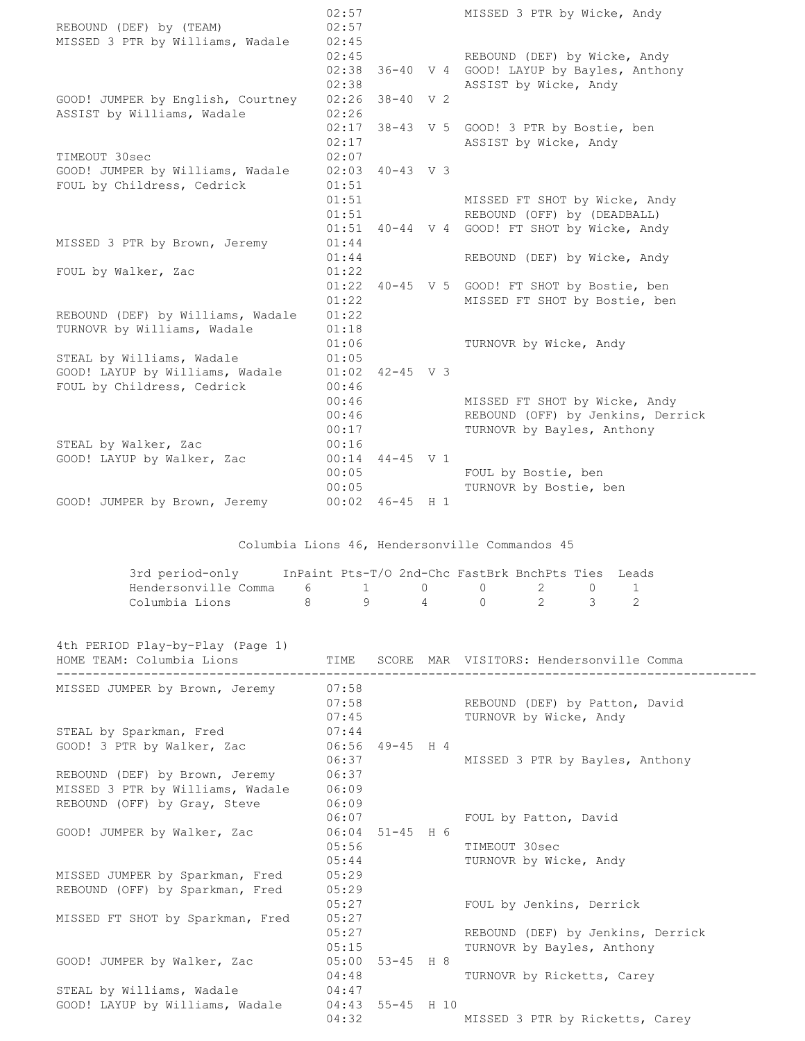| HOME TEAM: Columbia Lions | TIME | SCORE | MAR | VISITORS: Hendersonville Comma |
|---|---|---|---|---|
| | 02:57 | | | MISSED 3 PTR by Wicke, Andy |
| REBOUND (DEF) by (TEAM) | 02:57 | | | |
| MISSED 3 PTR by Williams, Wadale | 02:45 | | | |
| | 02:45 | | | REBOUND (DEF) by Wicke, Andy |
| | 02:38 | 36-40 | V 4 | GOOD! LAYUP by Bayles, Anthony |
| | 02:38 | | | ASSIST by Wicke, Andy |
| GOOD! JUMPER by English, Courtney | 02:26 | 38-40 | V 2 | |
| ASSIST by Williams, Wadale | 02:26 | | | |
| | 02:17 | 38-43 | V 5 | GOOD! 3 PTR by Bostie, ben |
| | 02:17 | | | ASSIST by Wicke, Andy |
| TIMEOUT 30sec | 02:07 | | | |
| GOOD! JUMPER by Williams, Wadale | 02:03 | 40-43 | V 3 | |
| FOUL by Childress, Cedrick | 01:51 | | | |
| | 01:51 | | | MISSED FT SHOT by Wicke, Andy |
| | 01:51 | | | REBOUND (OFF) by (DEADBALL) |
| | 01:51 | 40-44 | V 4 | GOOD! FT SHOT by Wicke, Andy |
| MISSED 3 PTR by Brown, Jeremy | 01:44 | | | |
| | 01:44 | | | REBOUND (DEF) by Wicke, Andy |
| FOUL by Walker, Zac | 01:22 | | | |
| | 01:22 | 40-45 | V 5 | GOOD! FT SHOT by Bostie, ben |
| | 01:22 | | | MISSED FT SHOT by Bostie, ben |
| REBOUND (DEF) by Williams, Wadale | 01:22 | | | |
| TURNOVR by Williams, Wadale | 01:18 | | | |
| | 01:06 | | | TURNOVR by Wicke, Andy |
| STEAL by Williams, Wadale | 01:05 | | | |
| GOOD! LAYUP by Williams, Wadale | 01:02 | 42-45 | V 3 | |
| FOUL by Childress, Cedrick | 00:46 | | | |
| | 00:46 | | | MISSED FT SHOT by Wicke, Andy |
| | 00:46 | | | REBOUND (OFF) by Jenkins, Derrick |
| | 00:17 | | | TURNOVR by Bayles, Anthony |
| STEAL by Walker, Zac | 00:16 | | | |
| GOOD! LAYUP by Walker, Zac | 00:14 | 44-45 | V 1 | |
| | 00:05 | | | FOUL by Bostie, ben |
| | 00:05 | | | TURNOVR by Bostie, ben |
| GOOD! JUMPER by Brown, Jeremy | 00:02 | 46-45 | H 1 | |

Columbia Lions 46, Hendersonville Commandos 45

| 3rd period-only | InPaint | Pts-T/O | 2nd-Chc | FastBrk | BnchPts | Ties | Leads |
|---|---|---|---|---|---|---|---|
| Hendersonville Comma | 6 | 1 | 0 | 0 | 2 | 0 | 1 |
| Columbia Lions | 8 | 9 | 4 | 0 | 2 | 3 | 2 |

## 4th PERIOD Play-by-Play (Page 1)

| HOME TEAM: Columbia Lions | TIME | SCORE | MAR | VISITORS: Hendersonville Comma |
|---|---|---|---|---|
| MISSED JUMPER by Brown, Jeremy | 07:58 | | | |
| | 07:58 | | | REBOUND (DEF) by Patton, David |
| | 07:45 | | | TURNOVR by Wicke, Andy |
| STEAL by Sparkman, Fred | 07:44 | | | |
| GOOD! 3 PTR by Walker, Zac | 06:56 | 49-45 | H 4 | |
| | 06:37 | | | MISSED 3 PTR by Bayles, Anthony |
| REBOUND (DEF) by Brown, Jeremy | 06:37 | | | |
| MISSED 3 PTR by Williams, Wadale | 06:09 | | | |
| REBOUND (OFF) by Gray, Steve | 06:09 | | | |
| | 06:07 | | | FOUL by Patton, David |
| GOOD! JUMPER by Walker, Zac | 06:04 | 51-45 | H 6 | |
| | 05:56 | | | TIMEOUT 30sec |
| | 05:44 | | | TURNOVR by Wicke, Andy |
| MISSED JUMPER by Sparkman, Fred | 05:29 | | | |
| REBOUND (OFF) by Sparkman, Fred | 05:29 | | | |
| | 05:27 | | | FOUL by Jenkins, Derrick |
| MISSED FT SHOT by Sparkman, Fred | 05:27 | | | |
| | 05:27 | | | REBOUND (DEF) by Jenkins, Derrick |
| | 05:15 | | | TURNOVR by Bayles, Anthony |
| GOOD! JUMPER by Walker, Zac | 05:00 | 53-45 | H 8 | |
| | 04:48 | | | TURNOVR by Ricketts, Carey |
| STEAL by Williams, Wadale | 04:47 | | | |
| GOOD! LAYUP by Williams, Wadale | 04:43 | 55-45 | H 10 | |
| | 04:32 | | | MISSED 3 PTR by Ricketts, Carey |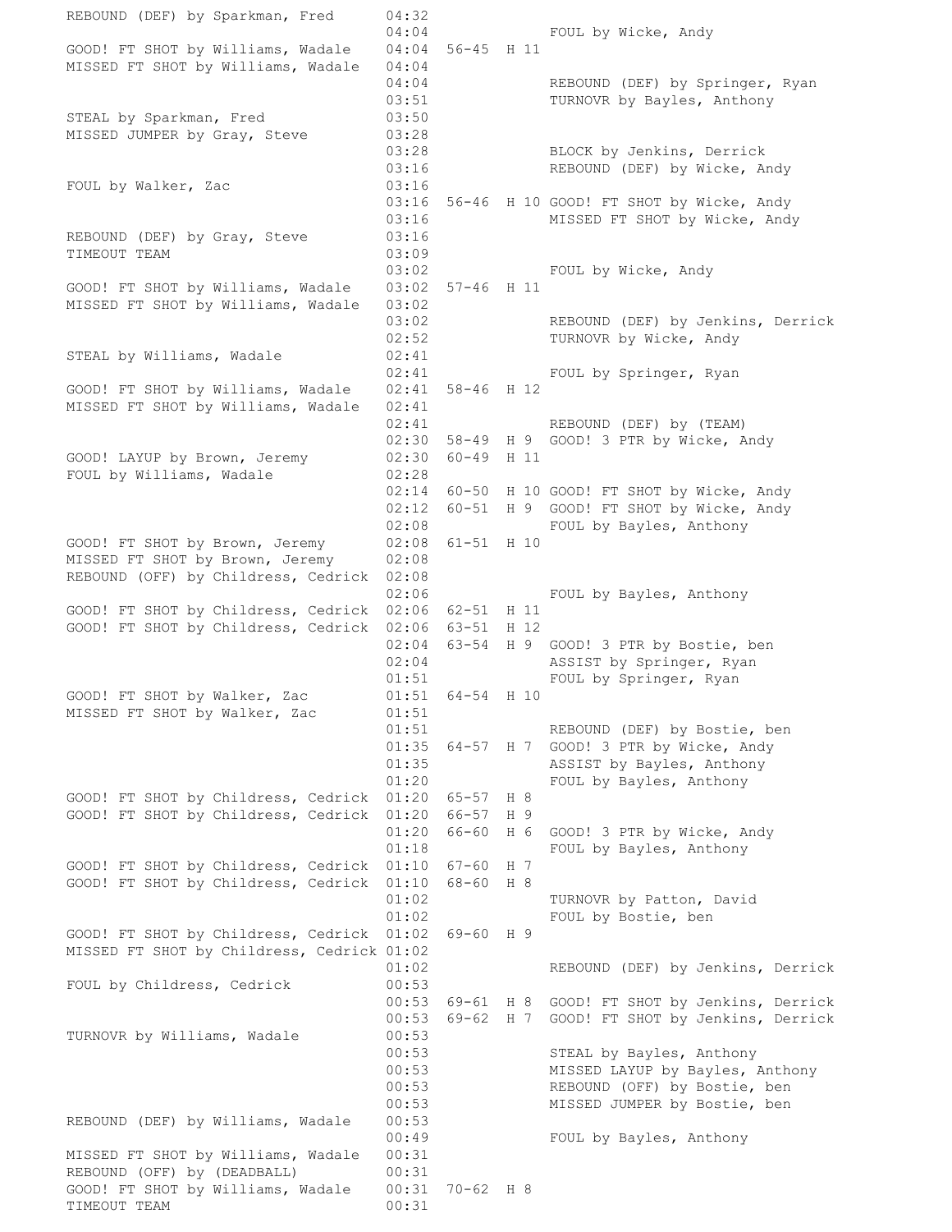| Home | Time | Score | Margin | Visitor |
|---|---|---|---|---|
| REBOUND (DEF) by Sparkman, Fred | 04:32 | | | |
| | 04:04 | | | FOUL by Wicke, Andy |
| GOOD! FT SHOT by Williams, Wadale | 04:04 | 56-45 | H 11 | |
| MISSED FT SHOT by Williams, Wadale | 04:04 | | | |
| | 04:04 | | | REBOUND (DEF) by Springer, Ryan |
| | 03:51 | | | TURNOVR by Bayles, Anthony |
| STEAL by Sparkman, Fred | 03:50 | | | |
| MISSED JUMPER by Gray, Steve | 03:28 | | | |
| | 03:28 | | | BLOCK by Jenkins, Derrick |
| | 03:16 | | | REBOUND (DEF) by Wicke, Andy |
| FOUL by Walker, Zac | 03:16 | | | |
| | 03:16 | 56-46 | H 10 | GOOD! FT SHOT by Wicke, Andy |
| | 03:16 | | | MISSED FT SHOT by Wicke, Andy |
| REBOUND (DEF) by Gray, Steve | 03:16 | | | |
| TIMEOUT TEAM | 03:09 | | | |
| | 03:02 | | | FOUL by Wicke, Andy |
| GOOD! FT SHOT by Williams, Wadale | 03:02 | 57-46 | H 11 | |
| MISSED FT SHOT by Williams, Wadale | 03:02 | | | |
| | 03:02 | | | REBOUND (DEF) by Jenkins, Derrick |
| | 02:52 | | | TURNOVR by Wicke, Andy |
| STEAL by Williams, Wadale | 02:41 | | | |
| | 02:41 | | | FOUL by Springer, Ryan |
| GOOD! FT SHOT by Williams, Wadale | 02:41 | 58-46 | H 12 | |
| MISSED FT SHOT by Williams, Wadale | 02:41 | | | |
| | 02:41 | | | REBOUND (DEF) by (TEAM) |
| | 02:30 | 58-49 | H 9 | GOOD! 3 PTR by Wicke, Andy |
| GOOD! LAYUP by Brown, Jeremy | 02:30 | 60-49 | H 11 | |
| FOUL by Williams, Wadale | 02:28 | | | |
| | 02:14 | 60-50 | H 10 | GOOD! FT SHOT by Wicke, Andy |
| | 02:12 | 60-51 | H 9 | GOOD! FT SHOT by Wicke, Andy |
| | 02:08 | | | FOUL by Bayles, Anthony |
| GOOD! FT SHOT by Brown, Jeremy | 02:08 | 61-51 | H 10 | |
| MISSED FT SHOT by Brown, Jeremy | 02:08 | | | |
| REBOUND (OFF) by Childress, Cedrick | 02:08 | | | |
| | 02:06 | | | FOUL by Bayles, Anthony |
| GOOD! FT SHOT by Childress, Cedrick | 02:06 | 62-51 | H 11 | |
| GOOD! FT SHOT by Childress, Cedrick | 02:06 | 63-51 | H 12 | |
| | 02:04 | 63-54 | H 9 | GOOD! 3 PTR by Bostie, ben |
| | 02:04 | | | ASSIST by Springer, Ryan |
| | 01:51 | | | FOUL by Springer, Ryan |
| GOOD! FT SHOT by Walker, Zac | 01:51 | 64-54 | H 10 | |
| MISSED FT SHOT by Walker, Zac | 01:51 | | | |
| | 01:51 | | | REBOUND (DEF) by Bostie, ben |
| | 01:35 | 64-57 | H 7 | GOOD! 3 PTR by Wicke, Andy |
| | 01:35 | | | ASSIST by Bayles, Anthony |
| | 01:20 | | | FOUL by Bayles, Anthony |
| GOOD! FT SHOT by Childress, Cedrick | 01:20 | 65-57 | H 8 | |
| GOOD! FT SHOT by Childress, Cedrick | 01:20 | 66-57 | H 9 | |
| | 01:20 | 66-60 | H 6 | GOOD! 3 PTR by Wicke, Andy |
| | 01:18 | | | FOUL by Bayles, Anthony |
| GOOD! FT SHOT by Childress, Cedrick | 01:10 | 67-60 | H 7 | |
| GOOD! FT SHOT by Childress, Cedrick | 01:10 | 68-60 | H 8 | |
| | 01:02 | | | TURNOVR by Patton, David |
| | 01:02 | | | FOUL by Bostie, ben |
| GOOD! FT SHOT by Childress, Cedrick | 01:02 | 69-60 | H 9 | |
| MISSED FT SHOT by Childress, Cedrick | 01:02 | | | |
| | 01:02 | | | REBOUND (DEF) by Jenkins, Derrick |
| FOUL by Childress, Cedrick | 00:53 | | | |
| | 00:53 | 69-61 | H 8 | GOOD! FT SHOT by Jenkins, Derrick |
| | 00:53 | 69-62 | H 7 | GOOD! FT SHOT by Jenkins, Derrick |
| TURNOVR by Williams, Wadale | 00:53 | | | |
| | 00:53 | | | STEAL by Bayles, Anthony |
| | 00:53 | | | MISSED LAYUP by Bayles, Anthony |
| | 00:53 | | | REBOUND (OFF) by Bostie, ben |
| | 00:53 | | | MISSED JUMPER by Bostie, ben |
| REBOUND (DEF) by Williams, Wadale | 00:53 | | | |
| | 00:49 | | | FOUL by Bayles, Anthony |
| MISSED FT SHOT by Williams, Wadale | 00:31 | | | |
| REBOUND (OFF) by (DEADBALL) | 00:31 | | | |
| GOOD! FT SHOT by Williams, Wadale | 00:31 | 70-62 | H 8 | |
| TIMEOUT TEAM | 00:31 | | | |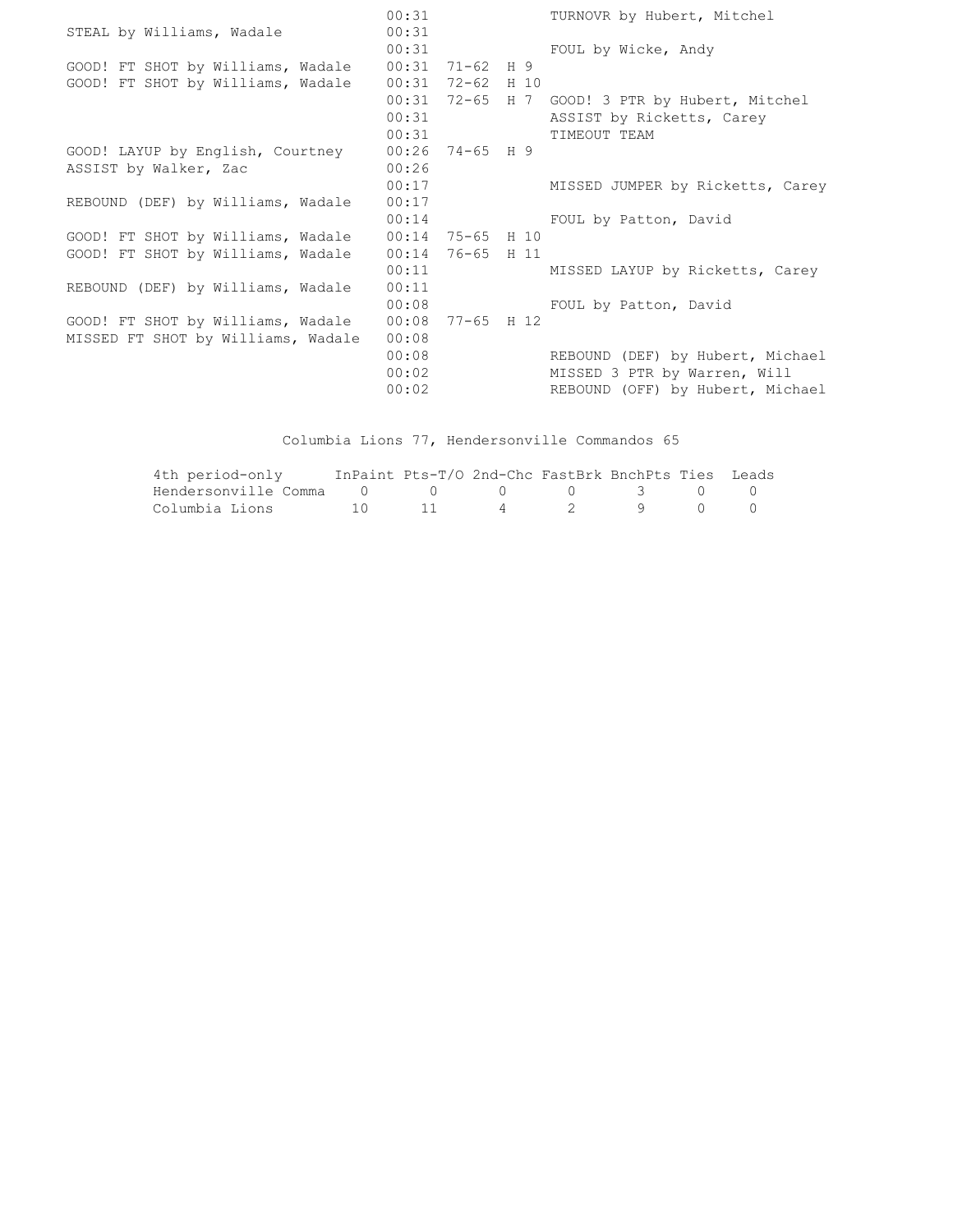| Home | Time | Score | Margin | Visitor |
|---|---|---|---|---|
| | 00:31 | | | TURNOVR by Hubert, Mitchel |
| STEAL by Williams, Wadale | 00:31 | | | |
| | 00:31 | | | FOUL by Wicke, Andy |
| GOOD! FT SHOT by Williams, Wadale | 00:31 | 71-62 | H 9 | |
| GOOD! FT SHOT by Williams, Wadale | 00:31 | 72-62 | H 10 | |
| | 00:31 | 72-65 | H 7 | GOOD! 3 PTR by Hubert, Mitchel |
| | 00:31 | | | ASSIST by Ricketts, Carey |
| | 00:31 | | | TIMEOUT TEAM |
| GOOD! LAYUP by English, Courtney | 00:26 | 74-65 | H 9 | |
| ASSIST by Walker, Zac | 00:26 | | | |
| | 00:17 | | | MISSED JUMPER by Ricketts, Carey |
| REBOUND (DEF) by Williams, Wadale | 00:17 | | | |
| | 00:14 | | | FOUL by Patton, David |
| GOOD! FT SHOT by Williams, Wadale | 00:14 | 75-65 | H 10 | |
| GOOD! FT SHOT by Williams, Wadale | 00:14 | 76-65 | H 11 | |
| | 00:11 | | | MISSED LAYUP by Ricketts, Carey |
| REBOUND (DEF) by Williams, Wadale | 00:11 | | | |
| | 00:08 | | | FOUL by Patton, David |
| GOOD! FT SHOT by Williams, Wadale | 00:08 | 77-65 | H 12 | |
| MISSED FT SHOT by Williams, Wadale | 00:08 | | | |
| | 00:08 | | | REBOUND (DEF) by Hubert, Michael |
| | 00:02 | | | MISSED 3 PTR by Warren, Will |
| | 00:02 | | | REBOUND (OFF) by Hubert, Michael |

Columbia Lions 77, Hendersonville Commandos 65

| 4th period-only | InPaint | Pts-T/O | 2nd-Chc | FastBrk | BnchPts | Ties | Leads |
|---|---|---|---|---|---|---|---|
| Hendersonville Comma | 0 | 0 | 0 | 0 | 3 | 0 | 0 |
| Columbia Lions | 10 | 11 | 4 | 2 | 9 | 0 | 0 |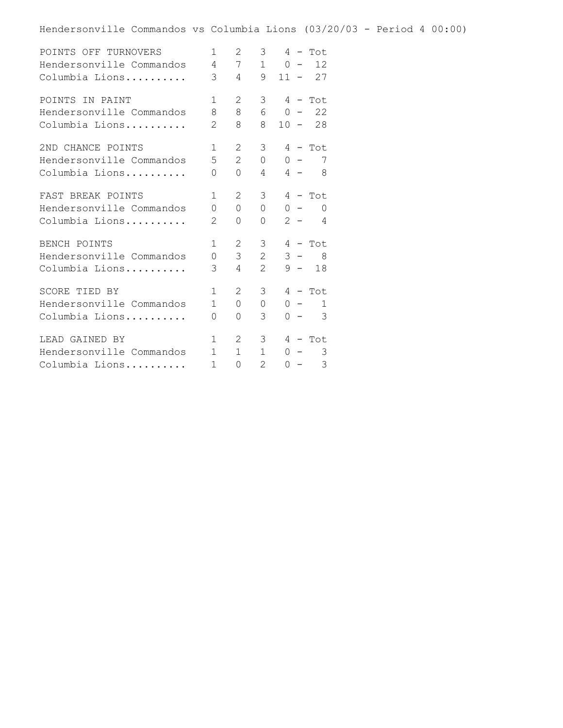Hendersonville Commandos vs Columbia Lions (03/20/03 - Period 4 00:00)

| POINTS OFF TURNOVERS | 1 | 2 | 3 | 4 | Tot |
|---|---|---|---|---|---|
| Hendersonville Commandos | 4 | 7 | 1 | 0 | 12 |
| Columbia Lions.......... | 3 | 4 | 9 | 11 | 27 |

| POINTS IN PAINT | 1 | 2 | 3 | 4 | Tot |
|---|---|---|---|---|---|
| Hendersonville Commandos | 8 | 8 | 6 | 0 | 22 |
| Columbia Lions.......... | 2 | 8 | 8 | 10 | 28 |

| 2ND CHANCE POINTS | 1 | 2 | 3 | 4 | Tot |
|---|---|---|---|---|---|
| Hendersonville Commandos | 5 | 2 | 0 | 0 | 7 |
| Columbia Lions.......... | 0 | 0 | 4 | 4 | 8 |

| FAST BREAK POINTS | 1 | 2 | 3 | 4 | Tot |
|---|---|---|---|---|---|
| Hendersonville Commandos | 0 | 0 | 0 | 0 | 0 |
| Columbia Lions.......... | 2 | 0 | 0 | 2 | 4 |

| BENCH POINTS | 1 | 2 | 3 | 4 | Tot |
|---|---|---|---|---|---|
| Hendersonville Commandos | 0 | 3 | 2 | 3 | 8 |
| Columbia Lions.......... | 3 | 4 | 2 | 9 | 18 |

| SCORE TIED BY | 1 | 2 | 3 | 4 | Tot |
|---|---|---|---|---|---|
| Hendersonville Commandos | 1 | 0 | 0 | 0 | 1 |
| Columbia Lions.......... | 0 | 0 | 3 | 0 | 3 |

| LEAD GAINED BY | 1 | 2 | 3 | 4 | Tot |
|---|---|---|---|---|---|
| Hendersonville Commandos | 1 | 1 | 1 | 0 | 3 |
| Columbia Lions.......... | 1 | 0 | 2 | 0 | 3 |